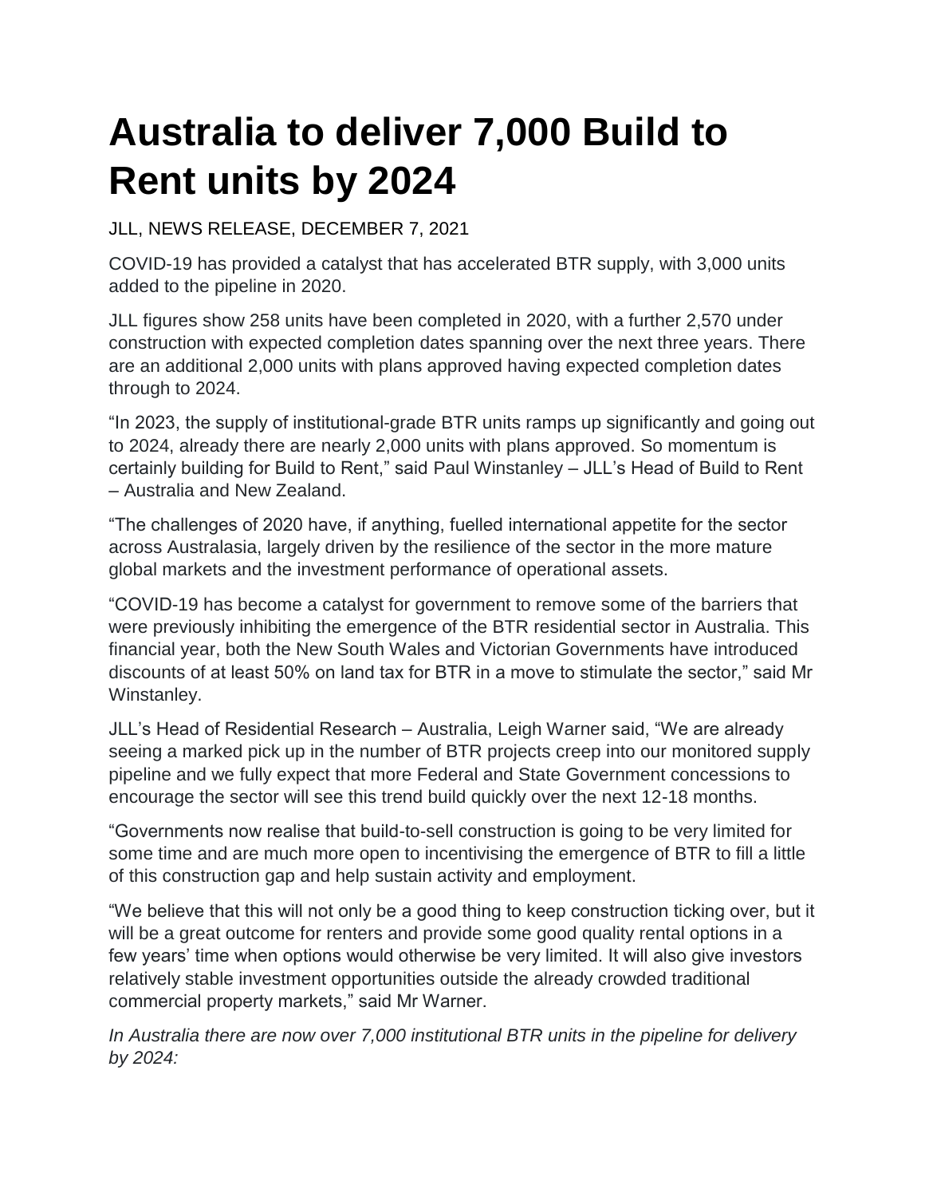# Australia to deliver 7,000 Build to Rent units by 2024

JLL, NEWS RELEASE, DECEMBER 7, 2021

COVID-19 has provided a catalyst that has accelerated BTR supply, with 3,000 units added to the pipeline in 2020.

JLL figures show 258 units have been completed in 2020, with a further 2,570 under construction with expected completion dates spanning over the next three years. There are an additional 2,000 units with plans approved having expected completion dates through to 2024.

"In 2023, the supply of institutional-grade BTR units ramps up significantly and going out to 2024, already there are nearly 2,000 units with plans approved. So momentum is certainly building for Build to Rent," said Paul Winstanley – JLL's Head of Build to Rent – Australia and New Zealand.

"The challenges of 2020 have, if anything, fuelled international appetite for the sector across Australasia, largely driven by the resilience of the sector in the more mature global markets and the investment performance of operational assets.

"COVID-19 has become a catalyst for government to remove some of the barriers that were previously inhibiting the emergence of the BTR residential sector in Australia. This financial year, both the New South Wales and Victorian Governments have introduced discounts of at least 50% on land tax for BTR in a move to stimulate the sector," said Mr Winstanley.

JLL's Head of Residential Research – Australia, Leigh Warner said, "We are already seeing a marked pick up in the number of BTR projects creep into our monitored supply pipeline and we fully expect that more Federal and State Government concessions to encourage the sector will see this trend build quickly over the next 12-18 months.

"Governments now realise that build-to-sell construction is going to be very limited for some time and are much more open to incentivising the emergence of BTR to fill a little of this construction gap and help sustain activity and employment.

"We believe that this will not only be a good thing to keep construction ticking over, but it will be a great outcome for renters and provide some good quality rental options in a few years' time when options would otherwise be very limited. It will also give investors relatively stable investment opportunities outside the already crowded traditional commercial property markets," said Mr Warner.

*In Australia there are now over 7,000 institutional BTR units in the pipeline for delivery by 2024:*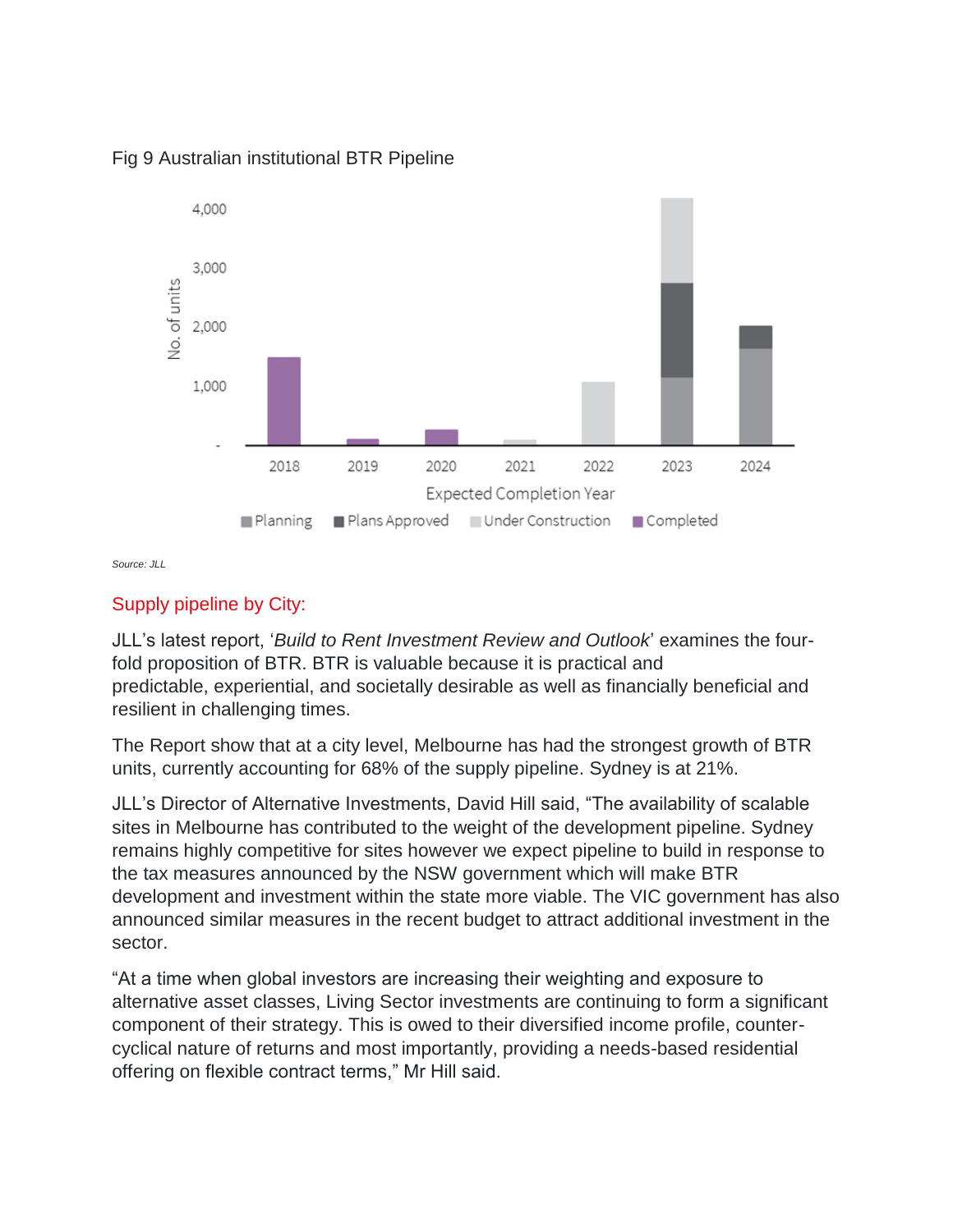Fig 9 Australian institutional BTR Pipeline

Source: JLL

## Supply pipeline by City:

JLL's latest report, '*Build to Rent Investment Review and Outlook*' examines the four-fold proposition of BTR. BTR is valuable because it is practical and predictable, experiential, and societally desirable as well as financially beneficial and resilient in challenging times.

The Report show that at a city level, Melbourne has had the strongest growth of BTR units, currently accounting for 68% of the supply pipeline. Sydney is at 21%.

JLL's Director of Alternative Investments, David Hill said, "The availability of scalable sites in Melbourne has contributed to the weight of the development pipeline. Sydney remains highly competitive for sites however we expect pipeline to build in response to the tax measures announced by the NSW government which will make BTR development and investment within the state more viable. The VIC government has also announced similar measures in the recent budget to attract additional investment in the sector.

"At a time when global investors are increasing their weighting and exposure to alternative asset classes, Living Sector investments are continuing to form a significant component of their strategy. This is owed to their diversified income profile, counter-cyclical nature of returns and most importantly, providing a needs-based residential offering on flexible contract terms," Mr Hill said.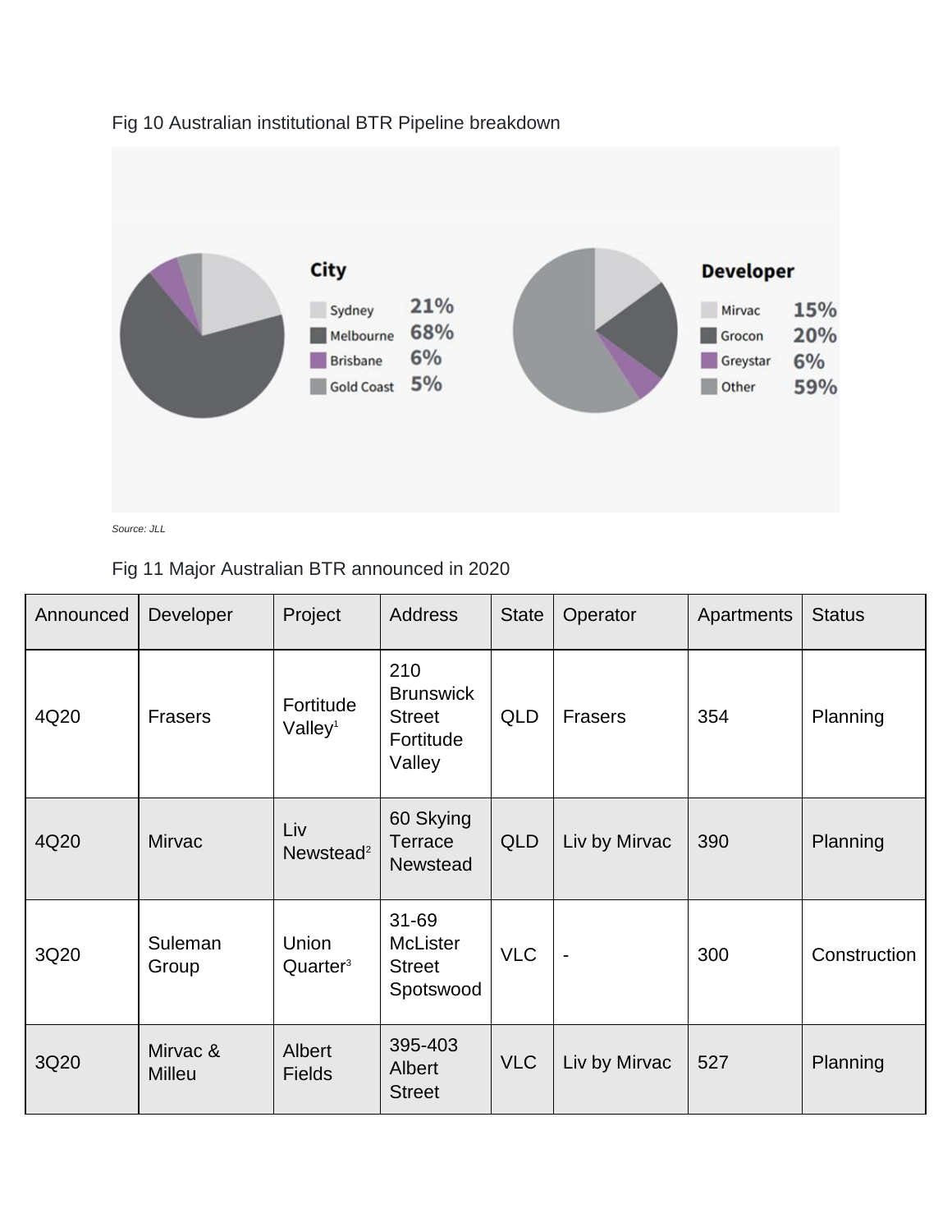Fig 10 Australian institutional BTR Pipeline breakdown

**City**

- Sydney 21%
- Melbourne 68%
- Brisbane 6%
- Gold Coast 5%

**Developer**

- Mirvac 15%
- Grocon 20%
- Greystar 6%
- Other 59%

*Source: JLL*

Fig 11 Major Australian BTR announced in 2020

| Announced | Developer | Project | Address | State | Operator | Apartments | Status |
|---|---|---|---|---|---|---|---|
| 4Q20 | Frasers | Fortitude Valley[1] | 210 Brunswick Street Fortitude Valley | QLD | Frasers | 354 | Planning |
| 4Q20 | Mirvac | Liv Newstead[2] | 60 Skying Terrace Newstead | QLD | Liv by Mirvac | 390 | Planning |
| 3Q20 | Suleman Group | Union Quarter[3] | 31-69 McLister Street Spotswood | VLC | - | 300 | Construction |
| 3Q20 | Mirvac & Milleu | Albert Fields | 395-403 Albert Street | VLC | Liv by Mirvac | 527 | Planning |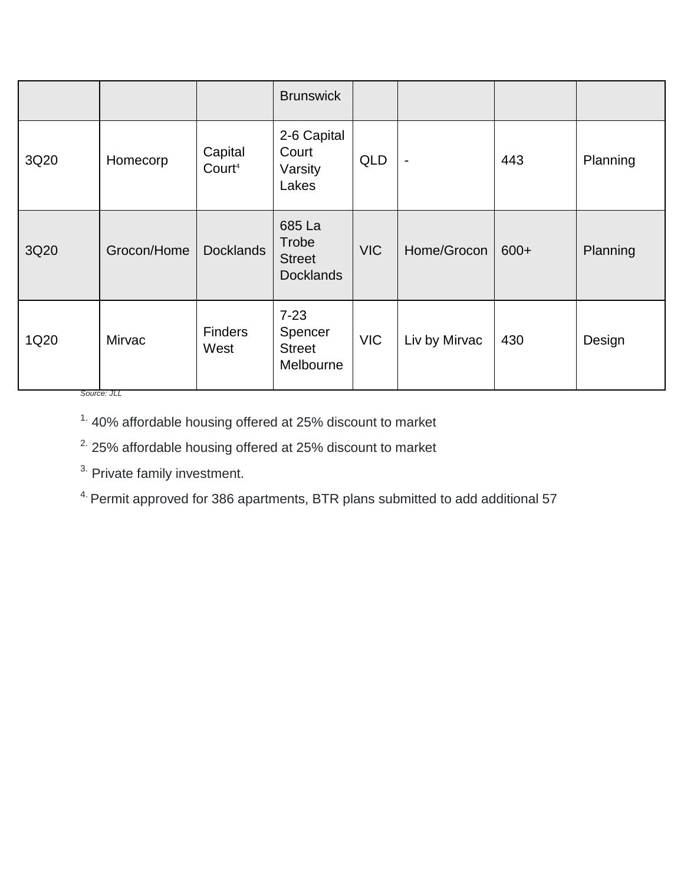| | | | | | | | |
|---|---|---|---|---|---|---|---|
| | | | Brunswick | | | | |
| 3Q20 | Homecorp | Capital Court[4] | 2-6 Capital Court Varsity Lakes | QLD | - | 443 | Planning |
| 3Q20 | Grocon/Home | Docklands | 685 La Trobe Street Docklands | VIC | Home/Grocon | 600+ | Planning |
| 1Q20 | Mirvac | Finders West | 7-23 Spencer Street Melbourne | VIC | Liv by Mirvac | 430 | Design |

*Source: JLL*

[1.] 40% affordable housing offered at 25% discount to market

[2.] 25% affordable housing offered at 25% discount to market

[3.] Private family investment.

[4.] Permit approved for 386 apartments, BTR plans submitted to add additional 57